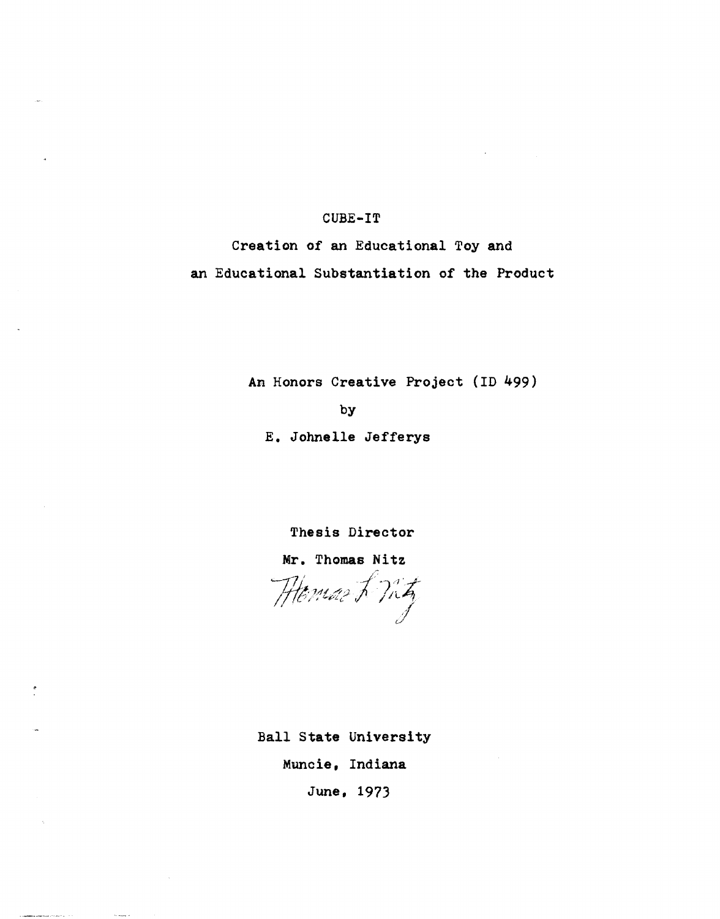# CUBE-IT

## Creation of an Educational Toy and an Educational Substantiation of the Product

An Honors Creative Project (ID 499)

by

E. Johnelle Jefferys

Thesis Director

Mr. Thomas Nitz

Thomas L. Nitz

Ball State University

Muncie, Indiana

June, 1973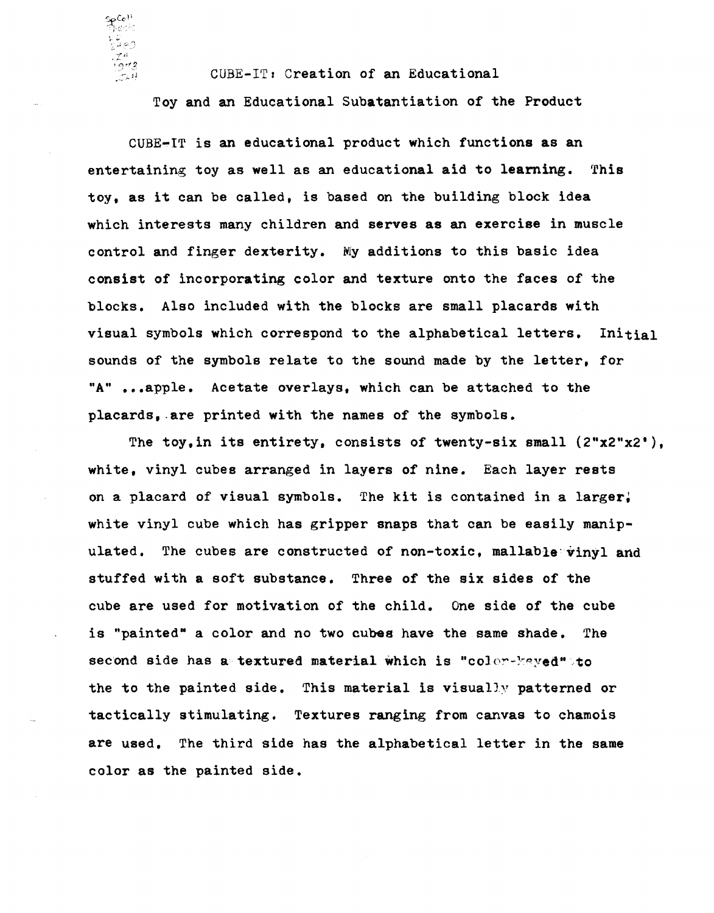CUBE-IT: Creation of an Educational Toy and an Educational Subatantiation of the Product

CUBE-IT is an educational product which functions as an entertaining toy as well as an educational aid to learning. This toy, as it can be called, is based on the building block idea which interests many children and serves as an exercise in muscle control and finger dexterity. My additions to this basic idea consist of incorporating color and texture onto the faces of the blocks. Also included with the blocks are small placards with visual symbols which correspond to the alphabetical letters. Initial sounds of the symbols relate to the sound made by the letter, for "A" ...apple. Acetate overlays, which can be attached to the placards, are printed with the names of the symbols.

The toy,in its entirety, consists of twenty-six small (2"x2"x2'), white, vinyl cubes arranged in layers of nine. Each layer rests on a placard of visual symbols. The kit is contained in a larger, white vinyl cube which has gripper snaps that can be easily manipulated. The cubes are constructed of non-toxic, mallable vinyl and stuffed with a soft substance. Three of the six sides of the cube are used for motivation of the child. One side of the cube is "painted" a color and no two cubes have the same shade. The second side has a textured material which is "color-keyed" to the to the painted side. This material is visually patterned or tactically stimulating. Textures ranging from canvas to chamois are used. The third side has the alphabetical letter in the same color as the painted side.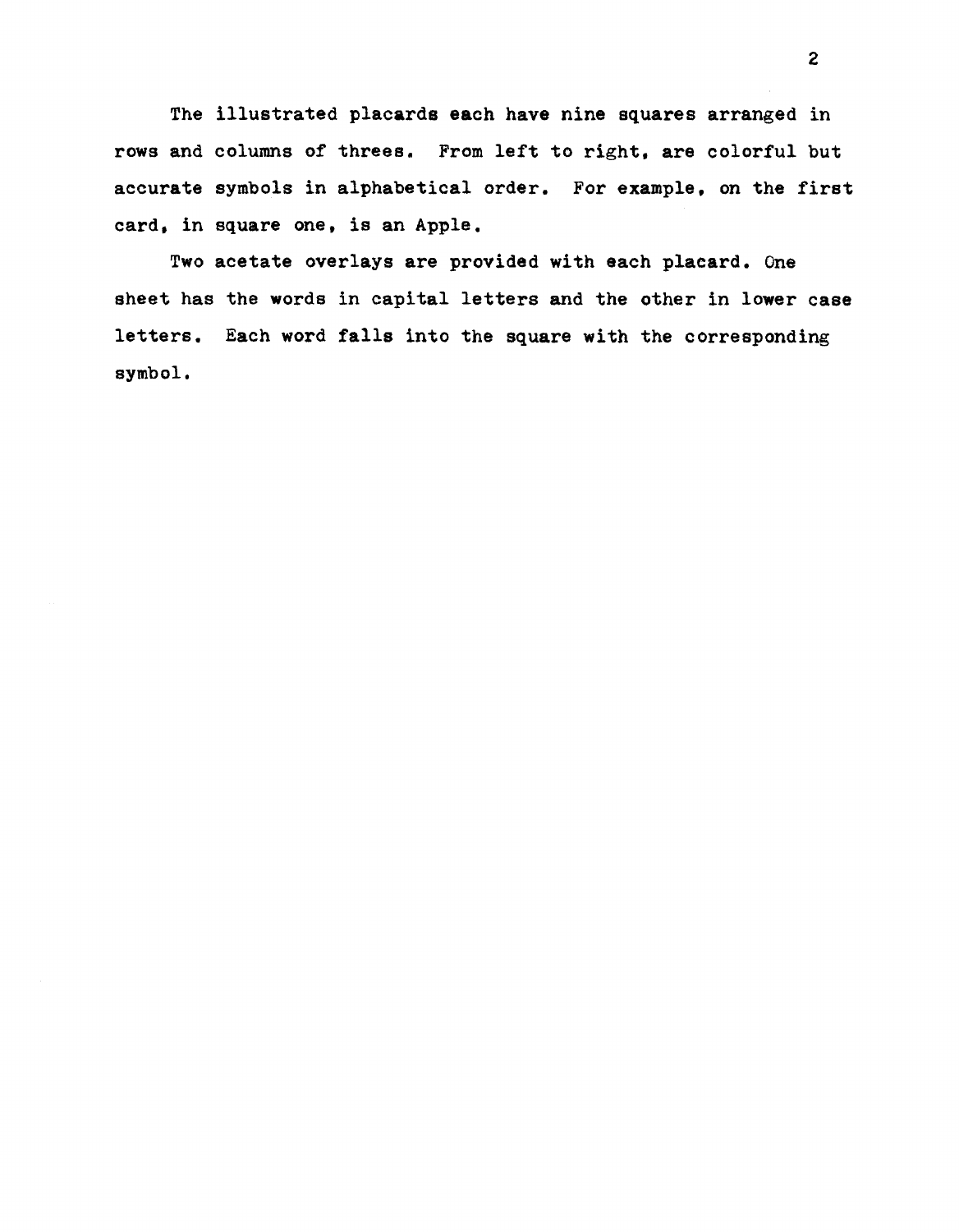The illustrated placards each have nine squares arranged in rows and columns of threes. From left to right, are colorful but accurate symbols in alphabetical order. For example, on the first card, in square one, is an Apple.

Two acetate overlays are provided with each placard. One sheet has the words in capital letters and the other in lower case letters. Each word falls into the square with the corresponding symbol.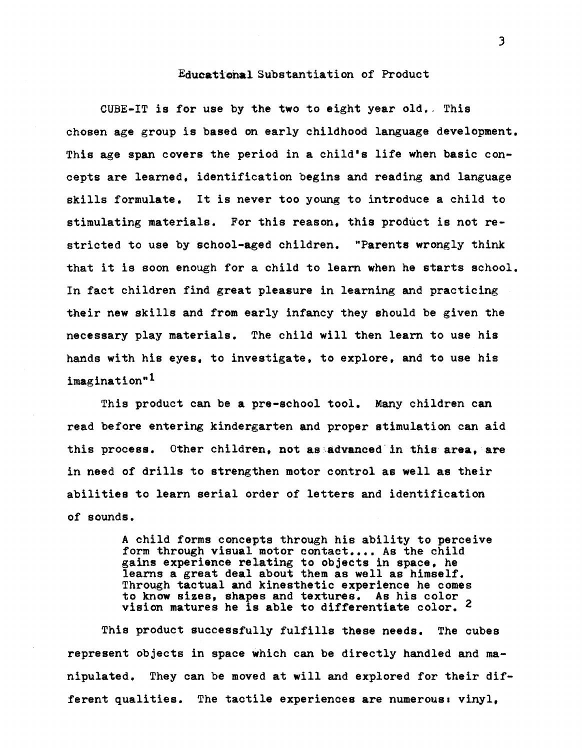## Educational Substantiation of Product

CUBE-IT is for use by the two to eight year old. This chosen age group is based on early childhood language development. This age span covers the period in a child's life when basic concepts are learned, identification begins and reading and language skills formulate. It is never too young to introduce a child to stimulating materials. For this reason, this product is not restricted to use by school-aged children. "Parents wrongly think that it is soon enough for a child to learn when he starts school. In fact children find great pleasure in learning and practicing their new skills and from early infancy they should be given the necessary play materials. The child will then learn to use his hands with his eyes, to investigate, to explore, and to use his imagination"[1]

This product can be a pre-school tool. Many children can read before entering kindergarten and proper stimulation can aid this process. Other children, not as advanced in this area, are in need of drills to strengthen motor control as well as their abilities to learn serial order of letters and identification of sounds.

> A child forms concepts through his ability to perceive form through visual motor contact.... As the child gains experience relating to objects in space, he learns a great deal about them as well as himself. Through tactual and kinesthetic experience he comes to know sizes, shapes and textures. As his color vision matures he is able to differentiate color. [2]

This product successfully fulfills these needs. The cubes represent objects in space which can be directly handled and manipulated. They can be moved at will and explored for their different qualities. The tactile experiences are numerous: vinyl,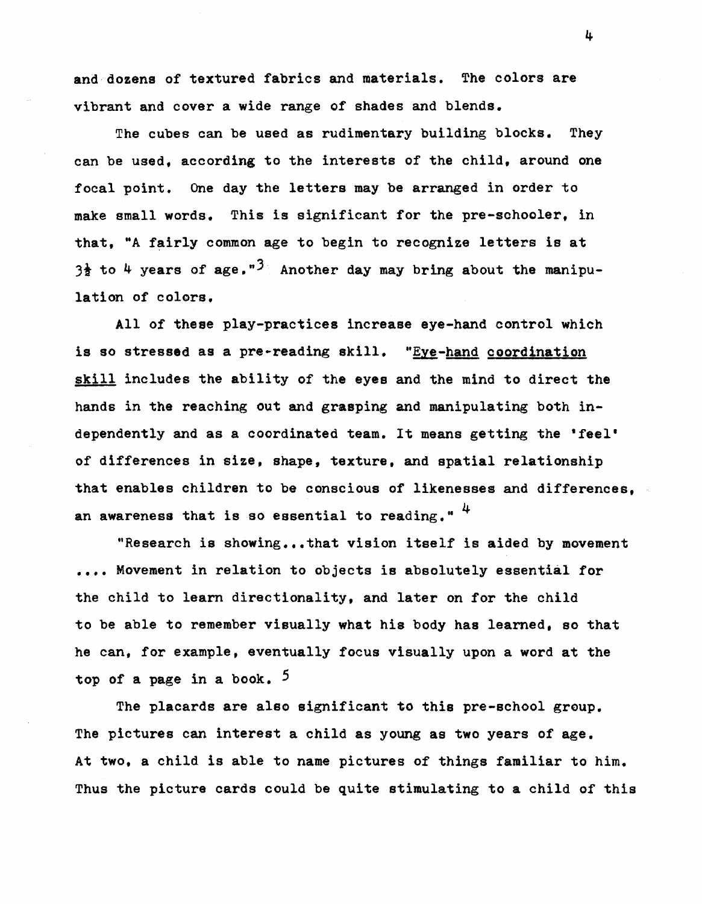and dozens of textured fabrics and materials. The colors are vibrant and cover a wide range of shades and blends.

The cubes can be used as rudimentary building blocks. They can be used, according to the interests of the child, around one focal point. One day the letters may be arranged in order to make small words. This is significant for the pre-schooler, in that, "A fairly common age to begin to recognize letters is at 3½ to 4 years of age."[3] Another day may bring about the manipulation of colors.

All of these play-practices increase eye-hand control which is so stressed as a pre-reading skill. "Eye-hand coordination skill includes the ability of the eyes and the mind to direct the hands in the reaching out and grasping and manipulating both independently and as a coordinated team. It means getting the 'feel' of differences in size, shape, texture, and spatial relationship that enables children to be conscious of likenesses and differences, an awareness that is so essential to reading." [4]

"Research is showing...that vision itself is aided by movement .... Movement in relation to objects is absolutely essential for the child to learn directionality, and later on for the child to be able to remember visually what his body has learned, so that he can, for example, eventually focus visually upon a word at the top of a page in a book. [5]

The placards are also significant to this pre-school group. The pictures can interest a child as young as two years of age. At two, a child is able to name pictures of things familiar to him. Thus the picture cards could be quite stimulating to a child of this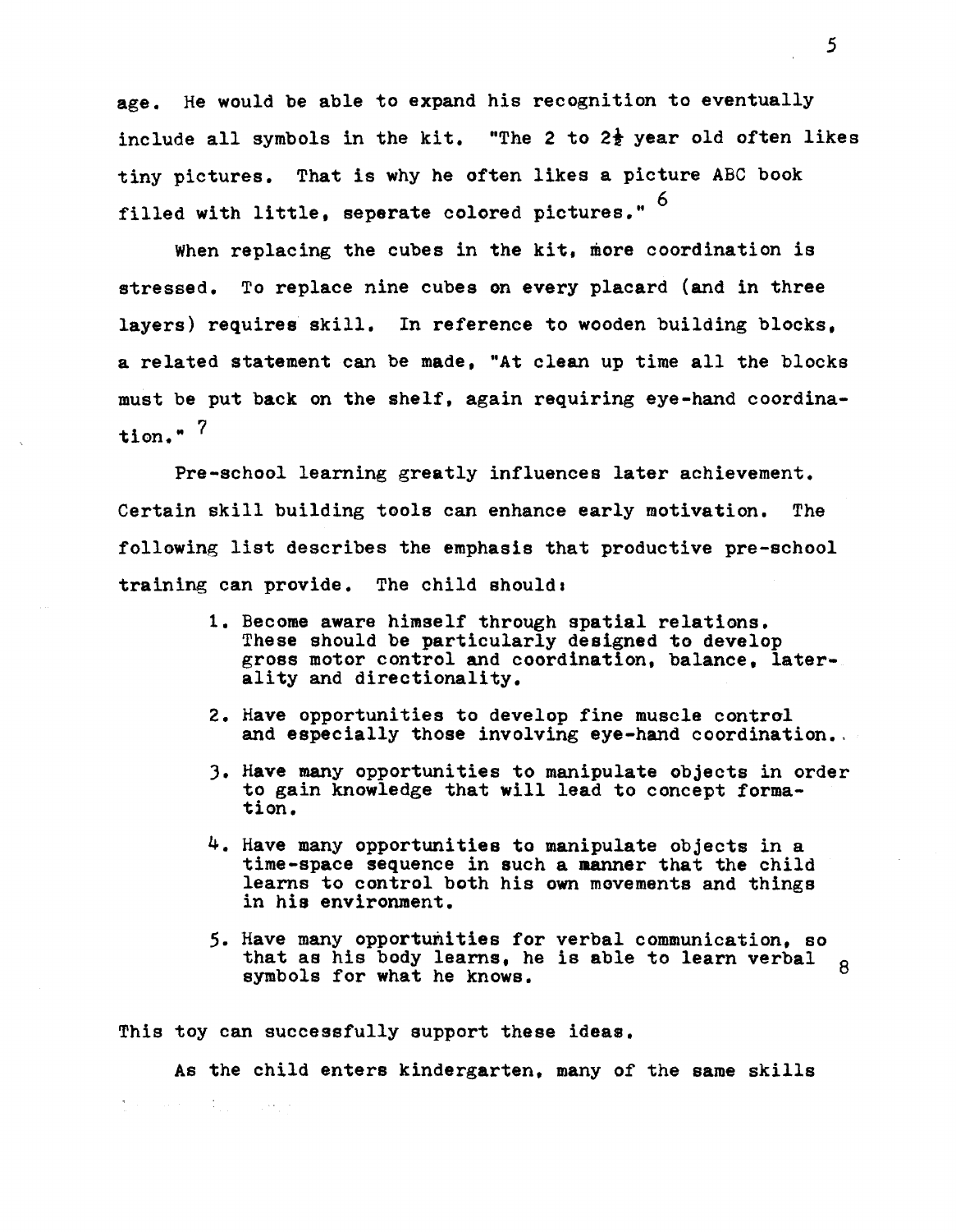age. He would be able to expand his recognition to eventually include all symbols in the kit. "The 2 to 2½ year old often likes tiny pictures. That is why he often likes a picture ABC book filled with little, seperate colored pictures." [6]

When replacing the cubes in the kit, more coordination is stressed. To replace nine cubes on every placard (and in three layers) requires skill. In reference to wooden building blocks, a related statement can be made, "At clean up time all the blocks must be put back on the shelf, again requiring eye-hand coordination." [7]

Pre-school learning greatly influences later achievement. Certain skill building tools can enhance early motivation. The following list describes the emphasis that productive pre-school training can provide. The child should:

> 1. Become aware himself through spatial relations. These should be particularly designed to develop gross motor control and coordination, balance, laterality and directionality.
>
> 2. Have opportunities to develop fine muscle control and especially those involving eye-hand coordination.
>
> 3. Have many opportunities to manipulate objects in order to gain knowledge that will lead to concept formation.
>
> 4. Have many opportunities to manipulate objects in a time-space sequence in such a manner that the child learns to control both his own movements and things in his environment.
>
> 5. Have many opportunities for verbal communication, so that as his body learns, he is able to learn verbal symbols for what he knows. [8]

This toy can successfully support these ideas.

As the child enters kindergarten, many of the same skills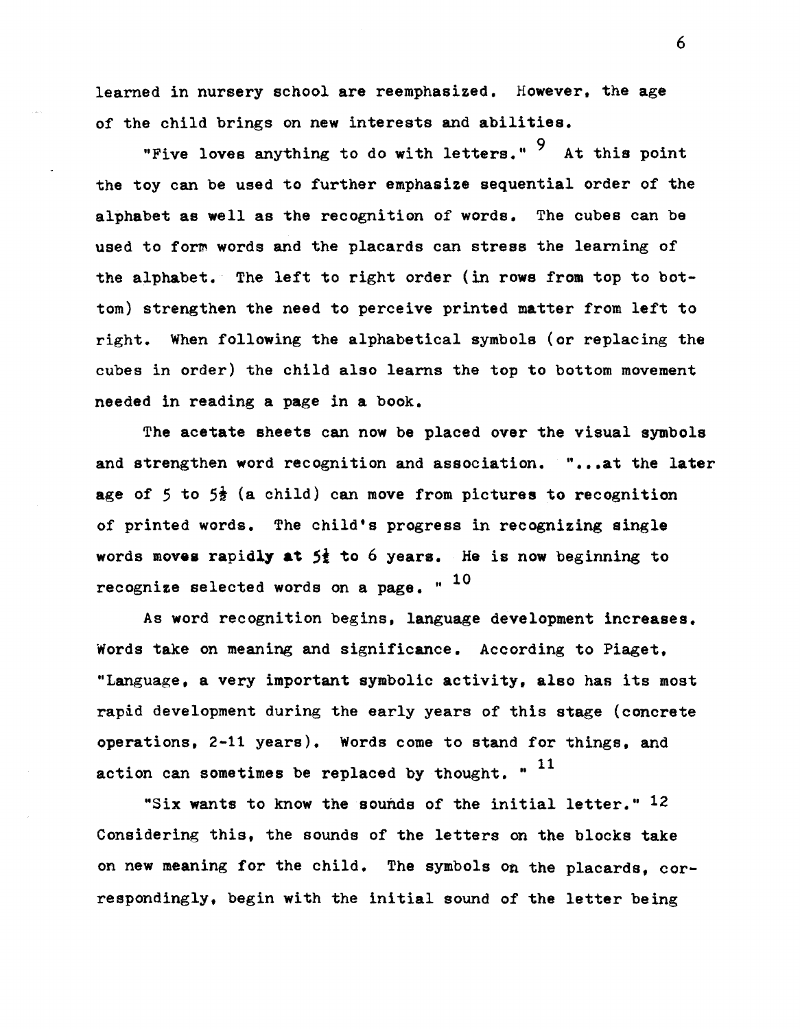learned in nursery school are reemphasized. However, the age of the child brings on new interests and abilities.

"Five loves anything to do with letters." [9] At this point the toy can be used to further emphasize sequential order of the alphabet as well as the recognition of words. The cubes can be used to form words and the placards can stress the learning of the alphabet. The left to right order (in rows from top to bottom) strengthen the need to perceive printed matter from left to right. When following the alphabetical symbols (or replacing the cubes in order) the child also learns the top to bottom movement needed in reading a page in a book.

The acetate sheets can now be placed over the visual symbols and strengthen word recognition and association. "...at the later age of 5 to 5½ (a child) can move from pictures to recognition of printed words. The child's progress in recognizing single words moves rapidly at 5½ to 6 years. He is now beginning to recognize selected words on a page. " [10]

As word recognition begins, language development increases. Words take on meaning and significance. According to Piaget, "Language, a very important symbolic activity, also has its most rapid development during the early years of this stage (concrete operations, 2-11 years). Words come to stand for things, and action can sometimes be replaced by thought. " [11]

"Six wants to know the sounds of the initial letter." [12] Considering this, the sounds of the letters on the blocks take on new meaning for the child. The symbols on the placards, correspondingly, begin with the initial sound of the letter being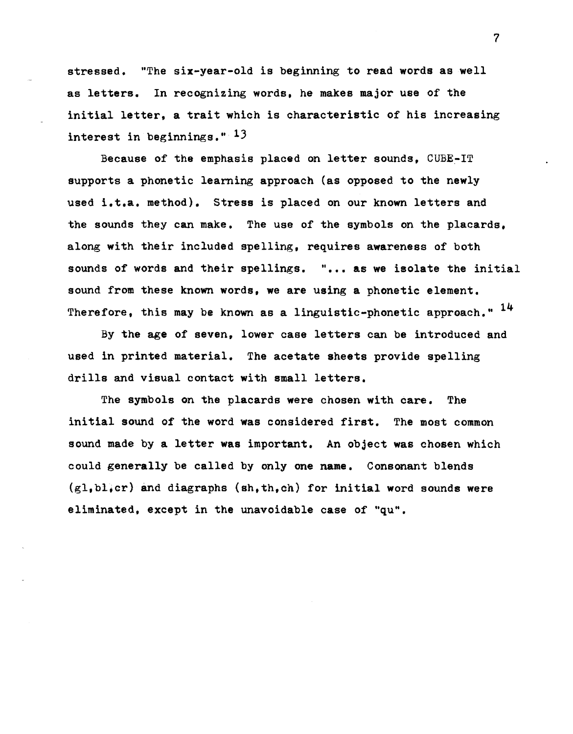stressed. "The six-year-old is beginning to read words as well as letters. In recognizing words, he makes major use of the initial letter, a trait which is characteristic of his increasing interest in beginnings." [13]

Because of the emphasis placed on letter sounds, CUBE-IT supports a phonetic learning approach (as opposed to the newly used i.t.a. method). Stress is placed on our known letters and the sounds they can make. The use of the symbols on the placards, along with their included spelling, requires awareness of both sounds of words and their spellings. "... as we isolate the initial sound from these known words, we are using a phonetic element. Therefore, this may be known as a linguistic-phonetic approach." [14]

By the age of seven, lower case letters can be introduced and used in printed material. The acetate sheets provide spelling drills and visual contact with small letters.

The symbols on the placards were chosen with care. The initial sound of the word was considered first. The most common sound made by a letter was important. An object was chosen which could generally be called by only one name. Consonant blends (gl,bl,cr) and diagraphs (sh,th,ch) for initial word sounds were eliminated, except in the unavoidable case of "qu".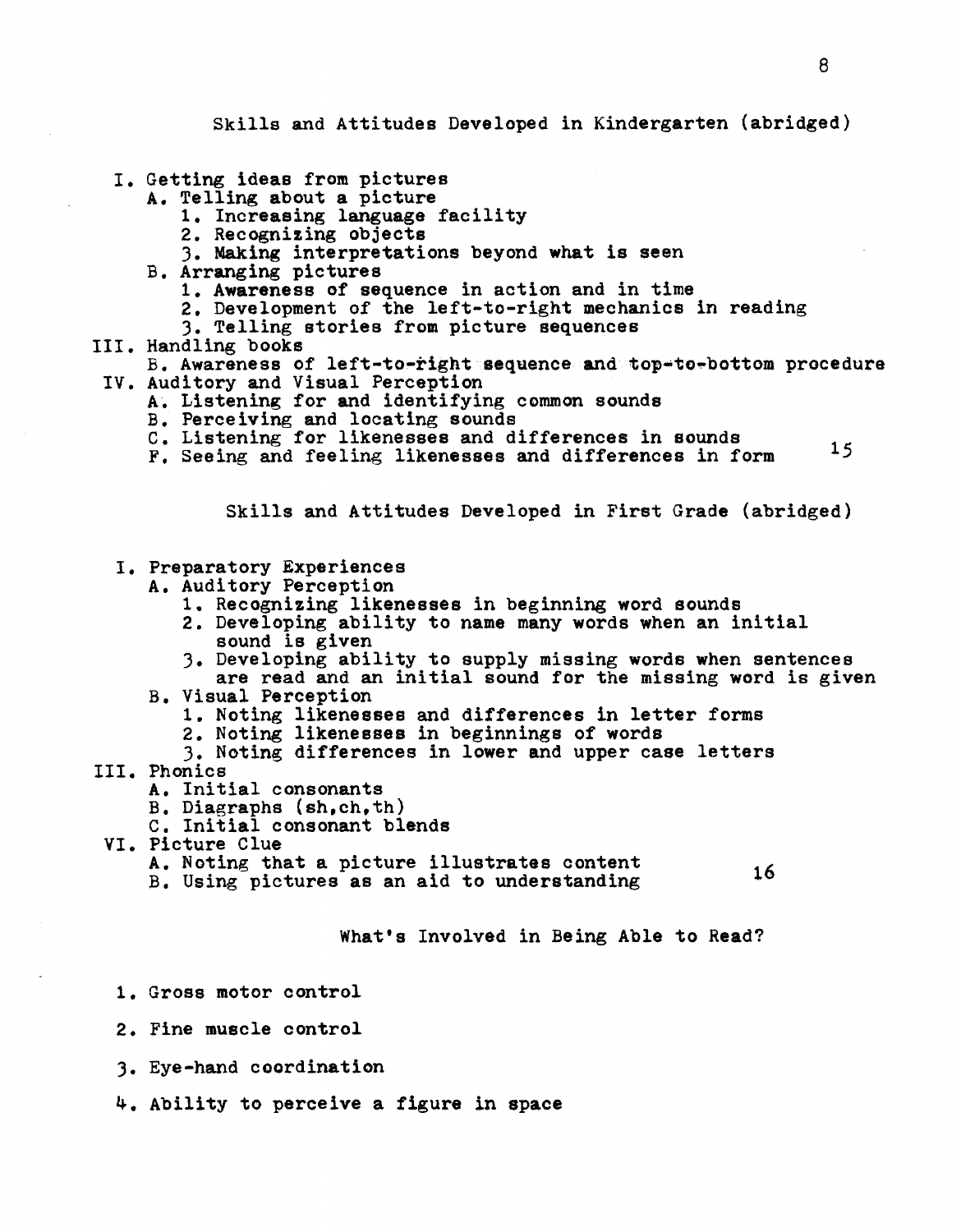## Skills and Attitudes Developed in Kindergarten (abridged)

I. Getting ideas from pictures
   - A. Telling about a picture
     1. Increasing language facility
     2. Recognizing objects
     3. Making interpretations beyond what is seen
   - B. Arranging pictures
     1. Awareness of sequence in action and in time
     2. Development of the left-to-right mechanics in reading
     3. Telling stories from picture sequences

III. Handling books
   - B. Awareness of left-to-right sequence and top-to-bottom procedure

IV. Auditory and Visual Perception
   - A. Listening for and identifying common sounds
   - B. Perceiving and locating sounds
   - C. Listening for likenesses and differences in sounds
   - F. Seeing and feeling likenesses and differences in form [15]

## Skills and Attitudes Developed in First Grade (abridged)

I. Preparatory Experiences
   - A. Auditory Perception
     1. Recognizing likenesses in beginning word sounds
     2. Developing ability to name many words when an initial sound is given
     3. Developing ability to supply missing words when sentences are read and an initial sound for the missing word is given
   - B. Visual Perception
     1. Noting likenesses and differences in letter forms
     2. Noting likenesses in beginnings of words
     3. Noting differences in lower and upper case letters

III. Phonics
   - A. Initial consonants
   - B. Diagraphs (sh,ch,th)
   - C. Initial consonant blends

VI. Picture Clue
   - A. Noting that a picture illustrates content
   - B. Using pictures as an aid to understanding [16]

## What's Involved in Being Able to Read?

1. Gross motor control

2. Fine muscle control

3. Eye-hand coordination

4. Ability to perceive a figure in space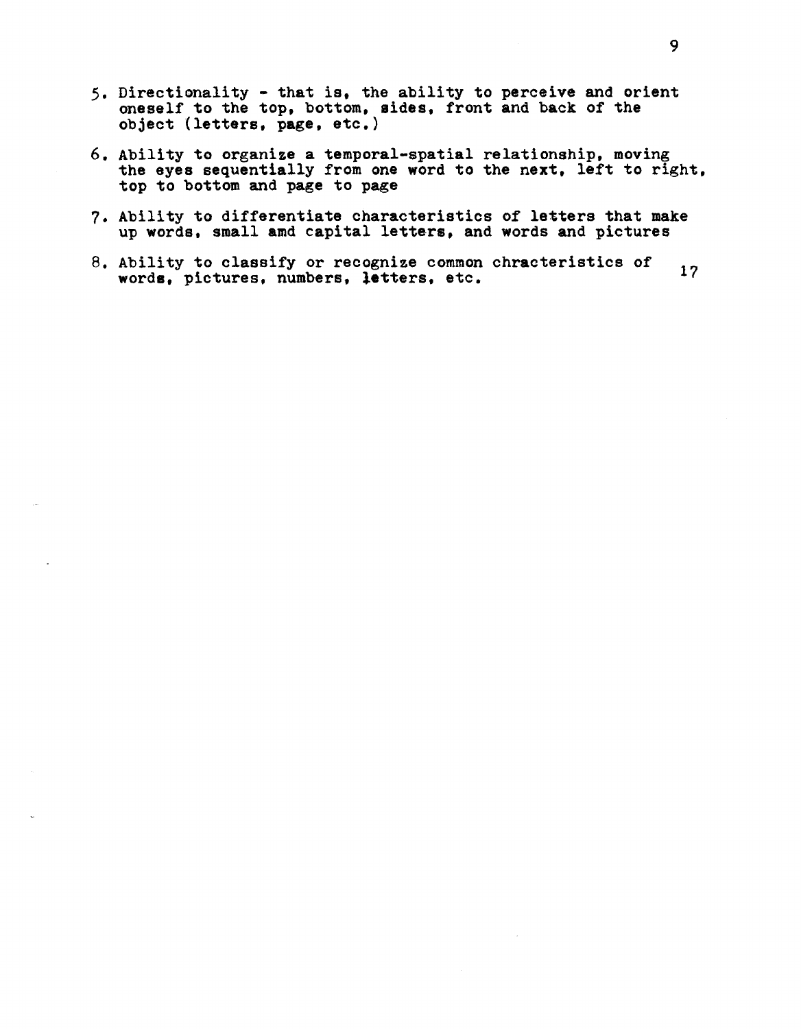5. Directionality - that is, the ability to perceive and orient oneself to the top, bottom, sides, front and back of the object (letters, page, etc.)

6. Ability to organize a temporal-spatial relationship, moving the eyes sequentially from one word to the next, left to right, top to bottom and page to page

7. Ability to differentiate characteristics of letters that make up words, small amd capital letters, and words and pictures

8. Ability to classify or recognize common chracteristics of words, pictures, numbers, letters, etc.[17]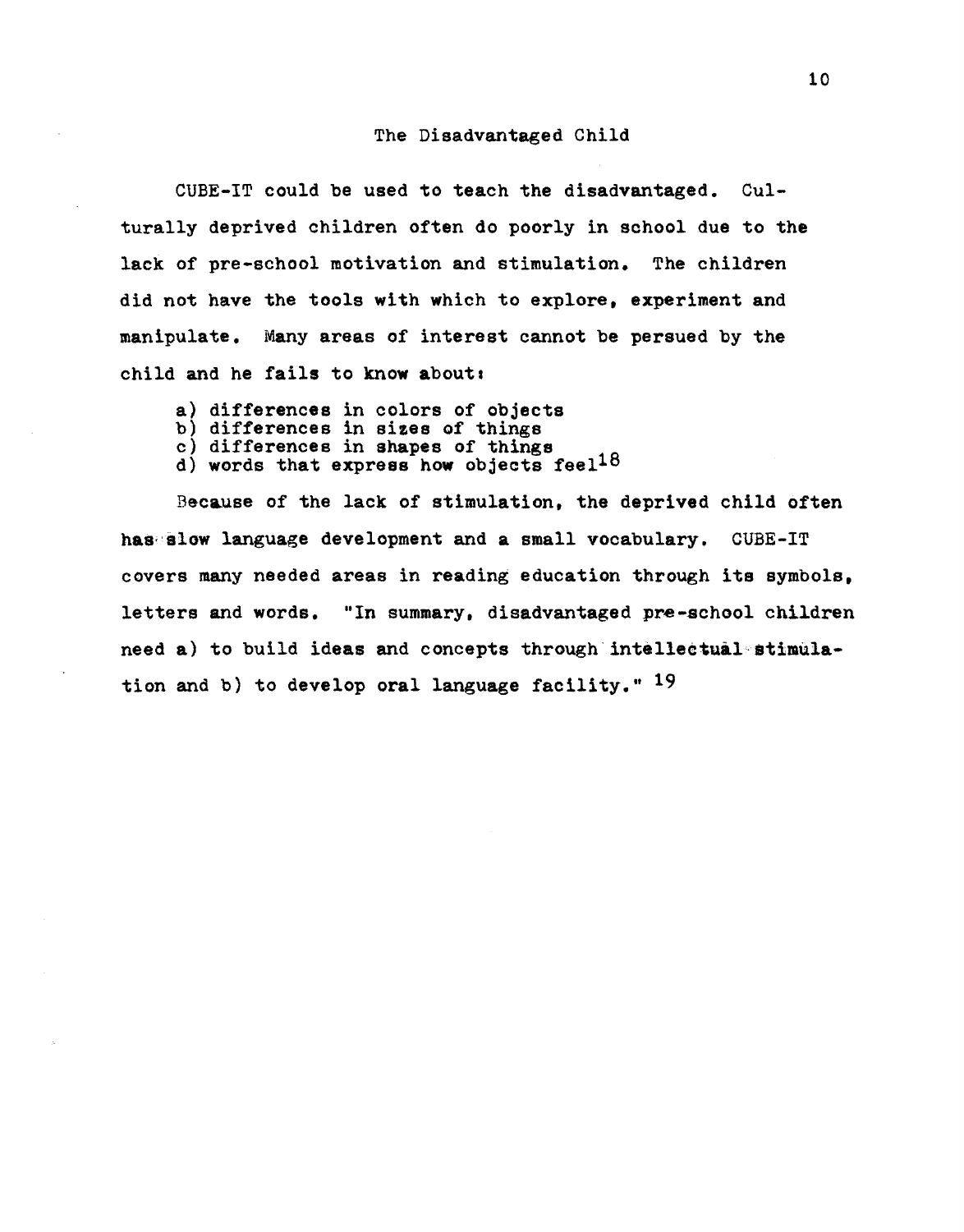## The Disadvantaged Child

CUBE-IT could be used to teach the disadvantaged. Culturally deprived children often do poorly in school due to the lack of pre-school motivation and stimulation. The children did not have the tools with which to explore, experiment and manipulate. Many areas of interest cannot be persued by the child and he fails to know about:

a) differences in colors of objects
b) differences in sizes of things
c) differences in shapes of things
d) words that express how objects feel[18]

Because of the lack of stimulation, the deprived child often has slow language development and a small vocabulary. CUBE-IT covers many needed areas in reading education through its symbols, letters and words. "In summary, disadvantaged pre-school children need a) to build ideas and concepts through intellectual stimulation and b) to develop oral language facility." [19]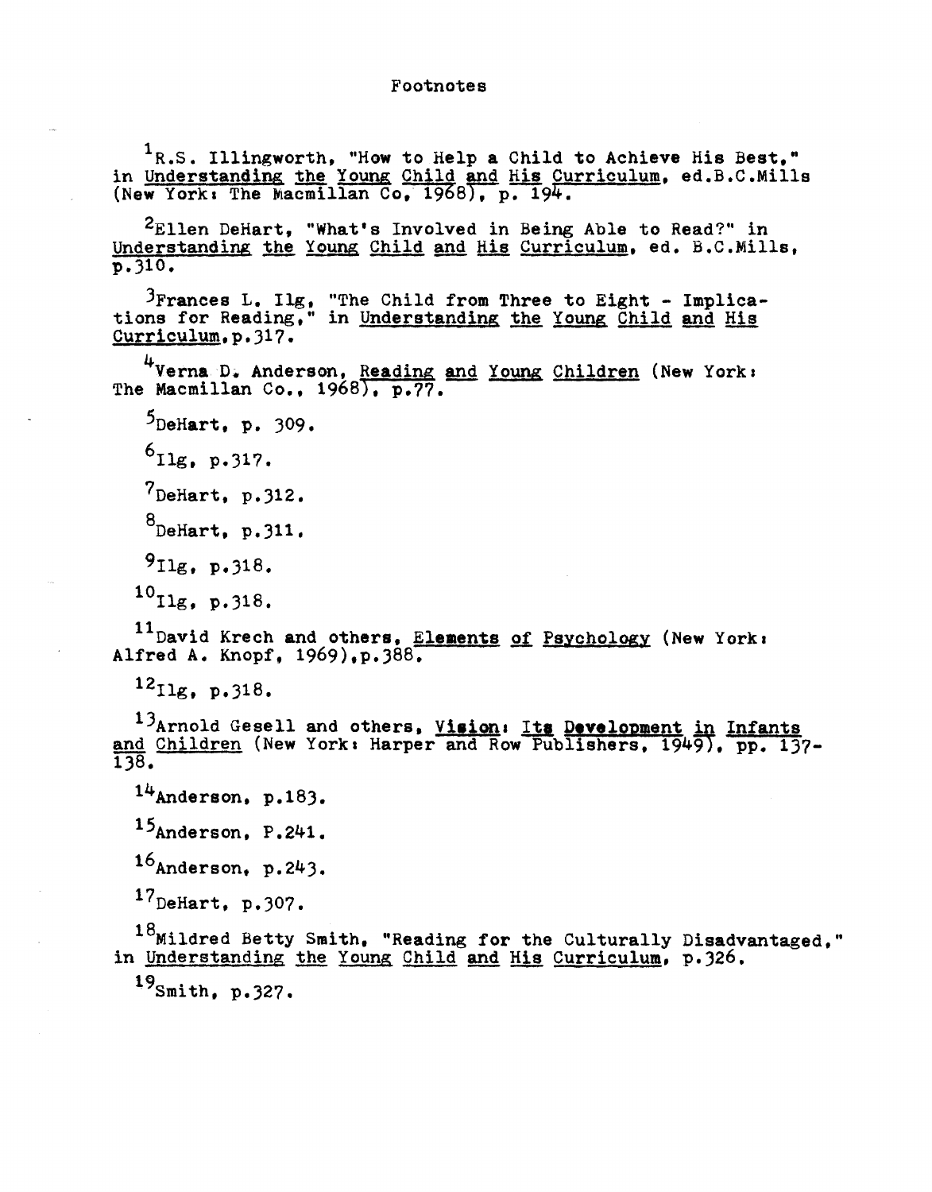# Footnotes

[1] R.S. Illingworth, "How to Help a Child to Achieve His Best," in Understanding the Young Child and His Curriculum, ed.B.C.Mills (New York: The Macmillan Co, 1968), p. 194.

[2] Ellen DeHart, "What's Involved in Being Able to Read?" in Understanding the Young Child and His Curriculum, ed. B.C.Mills, p.310.

[3] Frances L. Ilg, "The Child from Three to Eight - Implications for Reading," in Understanding the Young Child and His Curriculum, p.317.

[4] Verna D. Anderson, Reading and Young Children (New York: The Macmillan Co., 1968), p.77.

[5] DeHart, p. 309.

[6] Ilg, p.317.

[7] DeHart, p.312.

[8] DeHart, p.311.

[9] Ilg, p.318.

[10] Ilg, p.318.

[11] David Krech and others, Elements of Psychology (New York: Alfred A. Knopf, 1969), p.388.

[12] Ilg, p.318.

[13] Arnold Gesell and others, Vision: Its Development in Infants and Children (New York: Harper and Row Publishers, 1949), pp. 137-138.

[14] Anderson, p.183.

[15] Anderson, P.241.

[16] Anderson, p.243.

[17] DeHart, p.307.

[18] Mildred Betty Smith, "Reading for the Culturally Disadvantaged," in Understanding the Young Child and His Curriculum, p.326.

[19] Smith, p.327.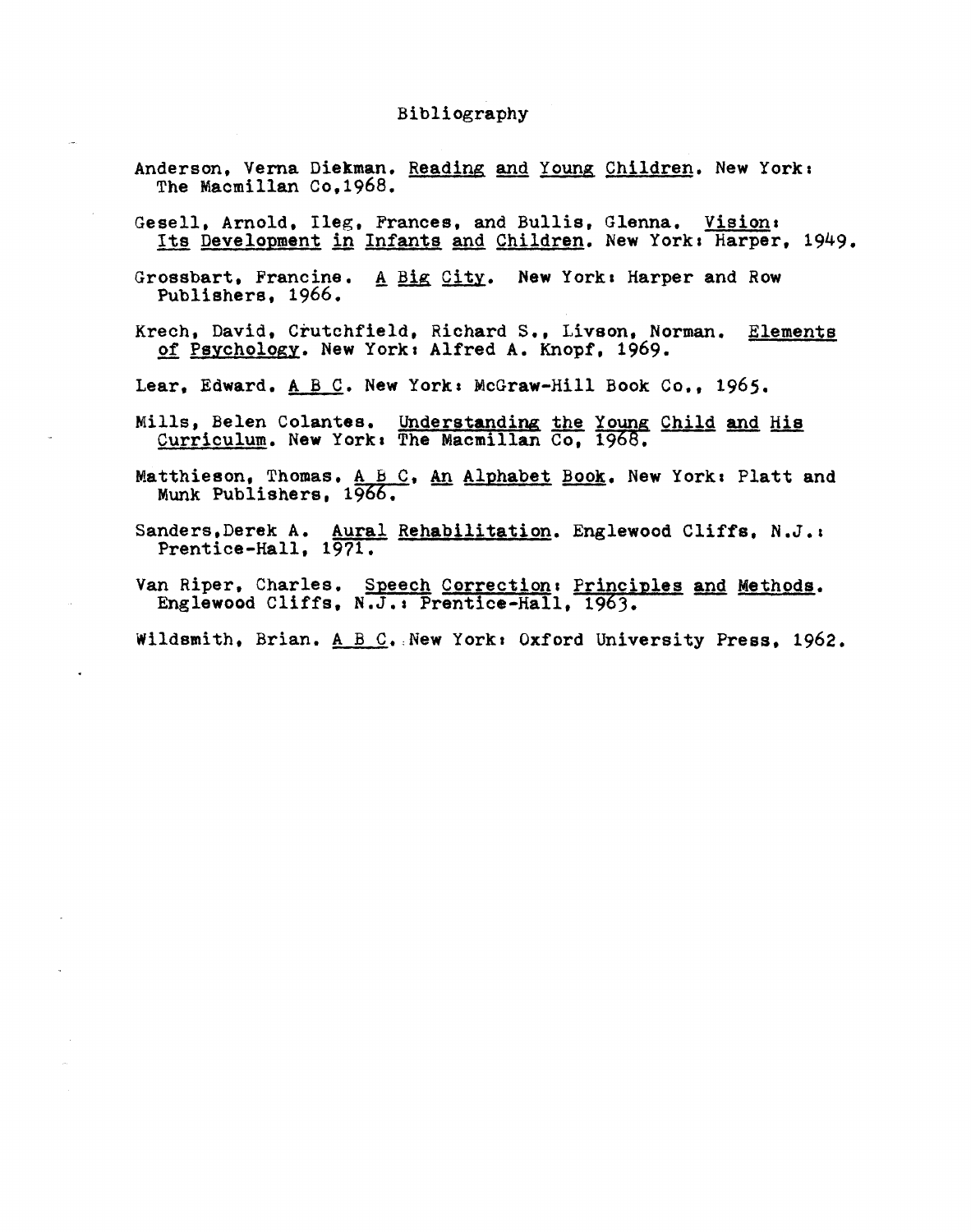# Bibliography

Anderson, Verna Diekman. Reading and Young Children. New York: The Macmillan Co,1968.

Gesell, Arnold, Ileg, Frances, and Bullis, Glenna. Vision: Its Development in Infants and Children. New York: Harper, 1949.

Grossbart, Francine. A Big City. New York: Harper and Row Publishers, 1966.

Krech, David, Crutchfield, Richard S., Livson, Norman. Elements of Psychology. New York: Alfred A. Knopf, 1969.

Lear, Edward. A B C. New York: McGraw-Hill Book Co., 1965.

Mills, Belen Colantes. Understanding the Young Child and His Curriculum. New York: The Macmillan Co, 1968.

Matthieson, Thomas. A B C, An Alphabet Book. New York: Platt and Munk Publishers, 1966.

Sanders,Derek A. Aural Rehabilitation. Englewood Cliffs, N.J.: Prentice-Hall, 1971.

Van Riper, Charles. Speech Correction: Principles and Methods. Englewood Cliffs, N.J.: Prentice-Hall, 1963.

Wildsmith, Brian. A B C. New York: Oxford University Press, 1962.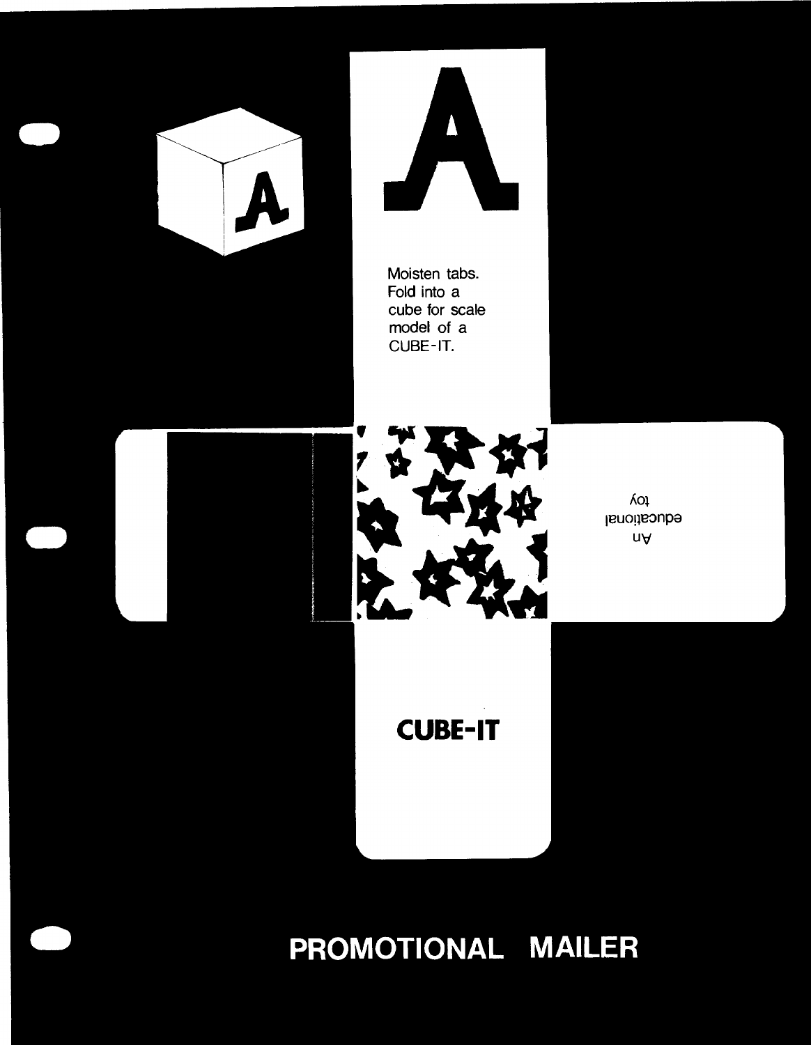A

Moisten tabs.
Fold into a
cube for scale
model of a
CUBE-IT.

An
educational
toy

**CUBE-IT**

# PROMOTIONAL MAILER